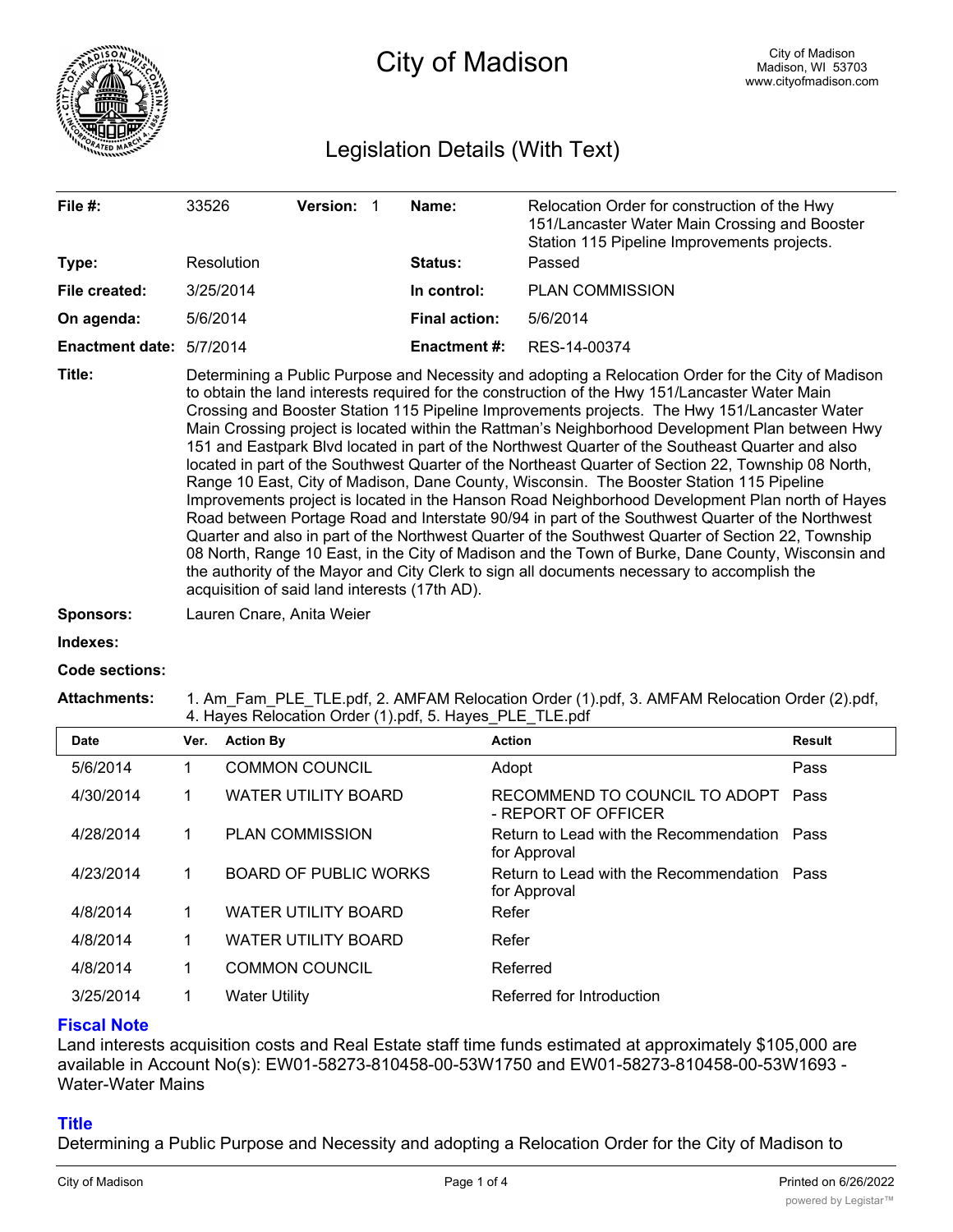# City of Madison

City of Madison
Madison, WI 53703
www.cityofmadison.com

## Legislation Details (With Text)

| | | | |
|---|---|---|---|
| **File #:** | 33526 **Version:** 1 | **Name:** | Relocation Order for construction of the Hwy 151/Lancaster Water Main Crossing and Booster Station 115 Pipeline Improvements projects. |
| **Type:** | Resolution | **Status:** | Passed |
| **File created:** | 3/25/2014 | **In control:** | PLAN COMMISSION |
| **On agenda:** | 5/6/2014 | **Final action:** | 5/6/2014 |
| **Enactment date:** | 5/7/2014 | **Enactment #:** | RES-14-00374 |

**Title:** Determining a Public Purpose and Necessity and adopting a Relocation Order for the City of Madison to obtain the land interests required for the construction of the Hwy 151/Lancaster Water Main Crossing and Booster Station 115 Pipeline Improvements projects. The Hwy 151/Lancaster Water Main Crossing project is located within the Rattman's Neighborhood Development Plan between Hwy 151 and Eastpark Blvd located in part of the Northwest Quarter of the Southeast Quarter and also located in part of the Southwest Quarter of the Northeast Quarter of Section 22, Township 08 North, Range 10 East, City of Madison, Dane County, Wisconsin. The Booster Station 115 Pipeline Improvements project is located in the Hanson Road Neighborhood Development Plan north of Hayes Road between Portage Road and Interstate 90/94 in part of the Southwest Quarter of the Northwest Quarter and also in part of the Northwest Quarter of the Southwest Quarter of Section 22, Township 08 North, Range 10 East, in the City of Madison and the Town of Burke, Dane County, Wisconsin and the authority of the Mayor and City Clerk to sign all documents necessary to accomplish the acquisition of said land interests (17th AD).

**Sponsors:** Lauren Cnare, Anita Weier

**Indexes:**

**Code sections:**

**Attachments:** 1. Am_Fam_PLE_TLE.pdf, 2. AMFAM Relocation Order (1).pdf, 3. AMFAM Relocation Order (2).pdf, 4. Hayes Relocation Order (1).pdf, 5. Hayes_PLE_TLE.pdf

| Date | Ver. | Action By | Action | Result |
|---|---|---|---|---|
| 5/6/2014 | 1 | COMMON COUNCIL | Adopt | Pass |
| 4/30/2014 | 1 | WATER UTILITY BOARD | RECOMMEND TO COUNCIL TO ADOPT - REPORT OF OFFICER | Pass |
| 4/28/2014 | 1 | PLAN COMMISSION | Return to Lead with the Recommendation for Approval | Pass |
| 4/23/2014 | 1 | BOARD OF PUBLIC WORKS | Return to Lead with the Recommendation for Approval | Pass |
| 4/8/2014 | 1 | WATER UTILITY BOARD | Refer | |
| 4/8/2014 | 1 | WATER UTILITY BOARD | Refer | |
| 4/8/2014 | 1 | COMMON COUNCIL | Referred | |
| 3/25/2014 | 1 | Water Utility | Referred for Introduction | |

### Fiscal Note

Land interests acquisition costs and Real Estate staff time funds estimated at approximately $105,000 are available in Account No(s): EW01-58273-810458-00-53W1750 and EW01-58273-810458-00-53W1693 - Water-Water Mains

### Title

Determining a Public Purpose and Necessity and adopting a Relocation Order for the City of Madison to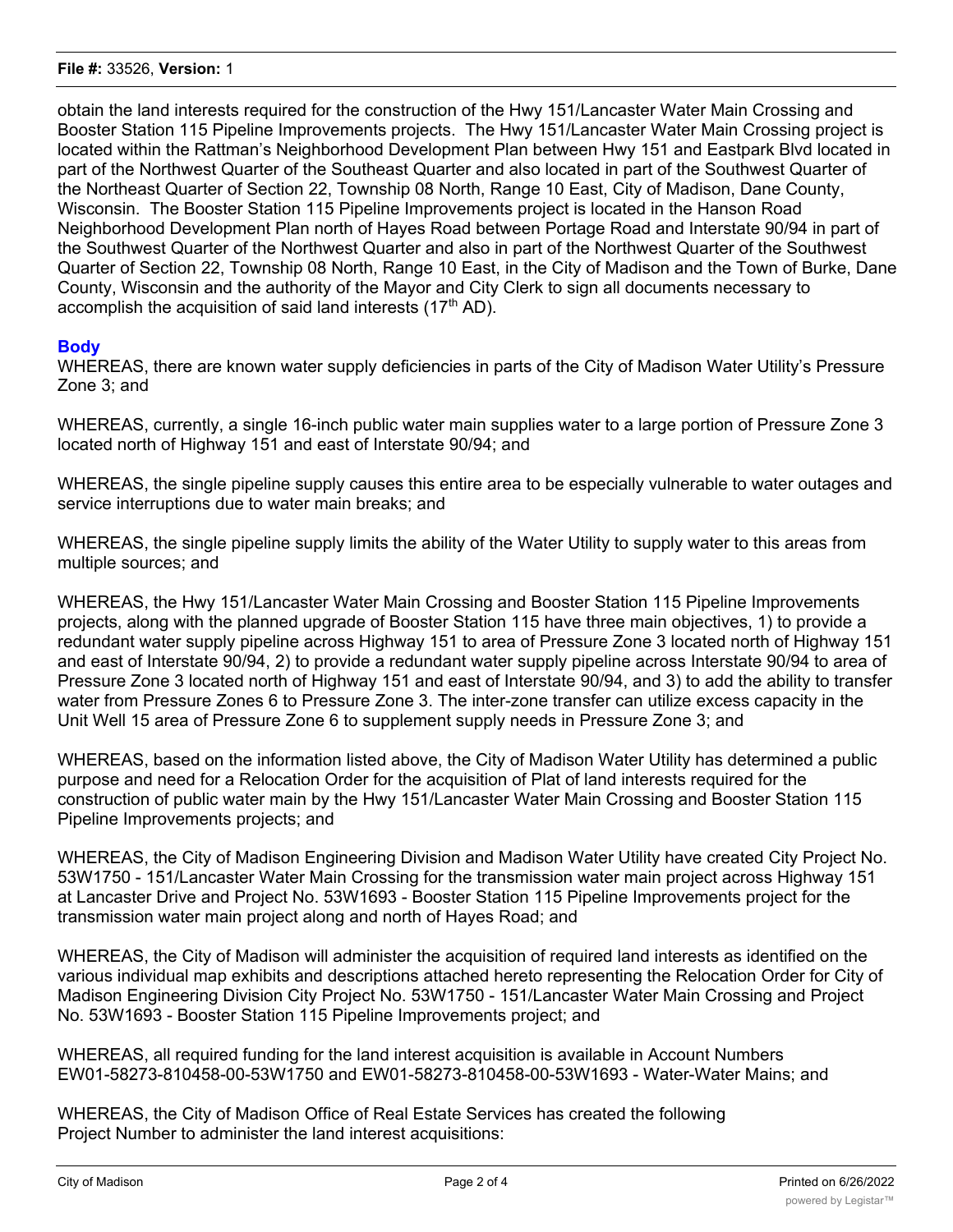obtain the land interests required for the construction of the Hwy 151/Lancaster Water Main Crossing and Booster Station 115 Pipeline Improvements projects. The Hwy 151/Lancaster Water Main Crossing project is located within the Rattman's Neighborhood Development Plan between Hwy 151 and Eastpark Blvd located in part of the Northwest Quarter of the Southeast Quarter and also located in part of the Southwest Quarter of the Northeast Quarter of Section 22, Township 08 North, Range 10 East, City of Madison, Dane County, Wisconsin. The Booster Station 115 Pipeline Improvements project is located in the Hanson Road Neighborhood Development Plan north of Hayes Road between Portage Road and Interstate 90/94 in part of the Southwest Quarter of the Northwest Quarter and also in part of the Northwest Quarter of the Southwest Quarter of Section 22, Township 08 North, Range 10 East, in the City of Madison and the Town of Burke, Dane County, Wisconsin and the authority of the Mayor and City Clerk to sign all documents necessary to accomplish the acquisition of said land interests (17th AD).

## Body

WHEREAS, there are known water supply deficiencies in parts of the City of Madison Water Utility's Pressure Zone 3; and

WHEREAS, currently, a single 16-inch public water main supplies water to a large portion of Pressure Zone 3 located north of Highway 151 and east of Interstate 90/94; and

WHEREAS, the single pipeline supply causes this entire area to be especially vulnerable to water outages and service interruptions due to water main breaks; and

WHEREAS, the single pipeline supply limits the ability of the Water Utility to supply water to this areas from multiple sources; and

WHEREAS, the Hwy 151/Lancaster Water Main Crossing and Booster Station 115 Pipeline Improvements projects, along with the planned upgrade of Booster Station 115 have three main objectives, 1) to provide a redundant water supply pipeline across Highway 151 to area of Pressure Zone 3 located north of Highway 151 and east of Interstate 90/94, 2) to provide a redundant water supply pipeline across Interstate 90/94 to area of Pressure Zone 3 located north of Highway 151 and east of Interstate 90/94, and 3) to add the ability to transfer water from Pressure Zones 6 to Pressure Zone 3. The inter-zone transfer can utilize excess capacity in the Unit Well 15 area of Pressure Zone 6 to supplement supply needs in Pressure Zone 3; and

WHEREAS, based on the information listed above, the City of Madison Water Utility has determined a public purpose and need for a Relocation Order for the acquisition of Plat of land interests required for the construction of public water main by the Hwy 151/Lancaster Water Main Crossing and Booster Station 115 Pipeline Improvements projects; and

WHEREAS, the City of Madison Engineering Division and Madison Water Utility have created City Project No. 53W1750 - 151/Lancaster Water Main Crossing for the transmission water main project across Highway 151 at Lancaster Drive and Project No. 53W1693 - Booster Station 115 Pipeline Improvements project for the transmission water main project along and north of Hayes Road; and

WHEREAS, the City of Madison will administer the acquisition of required land interests as identified on the various individual map exhibits and descriptions attached hereto representing the Relocation Order for City of Madison Engineering Division City Project No. 53W1750 - 151/Lancaster Water Main Crossing and Project No. 53W1693 - Booster Station 115 Pipeline Improvements project; and

WHEREAS, all required funding for the land interest acquisition is available in Account Numbers EW01-58273-810458-00-53W1750 and EW01-58273-810458-00-53W1693 - Water-Water Mains; and

WHEREAS, the City of Madison Office of Real Estate Services has created the following Project Number to administer the land interest acquisitions: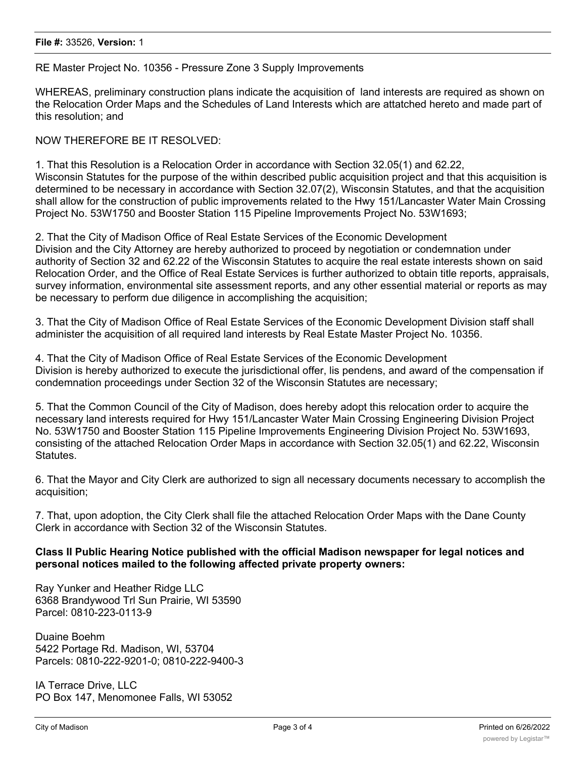**File #:** 33526, **Version:** 1

RE Master Project No. 10356 - Pressure Zone 3 Supply Improvements

WHEREAS, preliminary construction plans indicate the acquisition of land interests are required as shown on the Relocation Order Maps and the Schedules of Land Interests which are attatched hereto and made part of this resolution; and

NOW THEREFORE BE IT RESOLVED:

1. That this Resolution is a Relocation Order in accordance with Section 32.05(1) and 62.22, Wisconsin Statutes for the purpose of the within described public acquisition project and that this acquisition is determined to be necessary in accordance with Section 32.07(2), Wisconsin Statutes, and that the acquisition shall allow for the construction of public improvements related to the Hwy 151/Lancaster Water Main Crossing Project No. 53W1750 and Booster Station 115 Pipeline Improvements Project No. 53W1693;

2. That the City of Madison Office of Real Estate Services of the Economic Development Division and the City Attorney are hereby authorized to proceed by negotiation or condemnation under authority of Section 32 and 62.22 of the Wisconsin Statutes to acquire the real estate interests shown on said Relocation Order, and the Office of Real Estate Services is further authorized to obtain title reports, appraisals, survey information, environmental site assessment reports, and any other essential material or reports as may be necessary to perform due diligence in accomplishing the acquisition;

3. That the City of Madison Office of Real Estate Services of the Economic Development Division staff shall administer the acquisition of all required land interests by Real Estate Master Project No. 10356.

4. That the City of Madison Office of Real Estate Services of the Economic Development Division is hereby authorized to execute the jurisdictional offer, lis pendens, and award of the compensation if condemnation proceedings under Section 32 of the Wisconsin Statutes are necessary;

5. That the Common Council of the City of Madison, does hereby adopt this relocation order to acquire the necessary land interests required for Hwy 151/Lancaster Water Main Crossing Engineering Division Project No. 53W1750 and Booster Station 115 Pipeline Improvements Engineering Division Project No. 53W1693, consisting of the attached Relocation Order Maps in accordance with Section 32.05(1) and 62.22, Wisconsin Statutes.

6. That the Mayor and City Clerk are authorized to sign all necessary documents necessary to accomplish the acquisition;

7. That, upon adoption, the City Clerk shall file the attached Relocation Order Maps with the Dane County Clerk in accordance with Section 32 of the Wisconsin Statutes.

**Class II Public Hearing Notice published with the official Madison newspaper for legal notices and personal notices mailed to the following affected private property owners:**

Ray Yunker and Heather Ridge LLC
6368 Brandywood Trl Sun Prairie, WI 53590
Parcel: 0810-223-0113-9

Duaine Boehm
5422 Portage Rd. Madison, WI, 53704
Parcels: 0810-222-9201-0; 0810-222-9400-3

IA Terrace Drive, LLC
PO Box 147, Menomonee Falls, WI 53052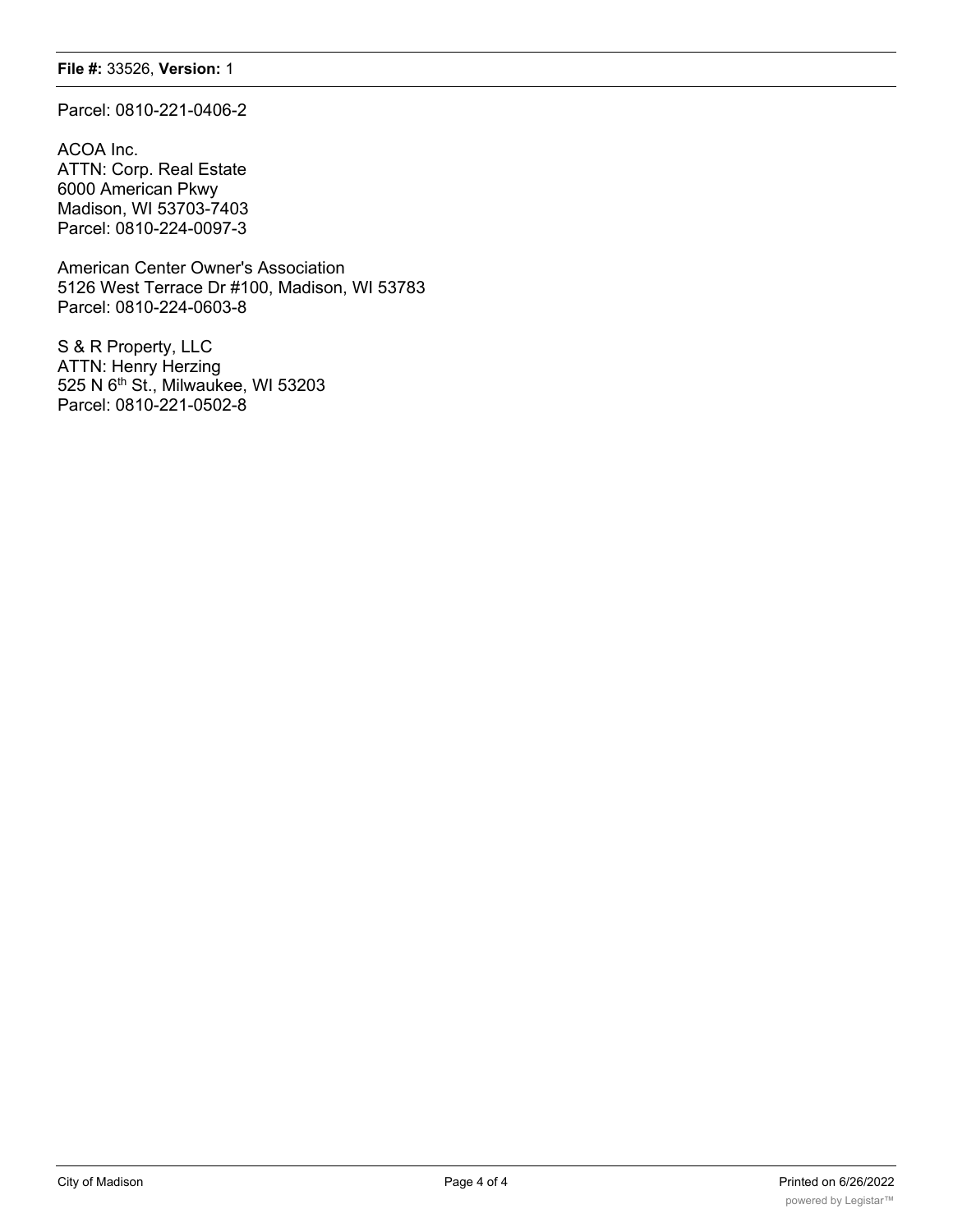Parcel: 0810-221-0406-2

ACOA Inc.
ATTN: Corp. Real Estate
6000 American Pkwy
Madison, WI 53703-7403
Parcel: 0810-224-0097-3

American Center Owner's Association
5126 West Terrace Dr #100, Madison, WI 53783
Parcel: 0810-224-0603-8

S & R Property, LLC
ATTN: Henry Herzing
525 N 6th St., Milwaukee, WI 53203
Parcel: 0810-221-0502-8